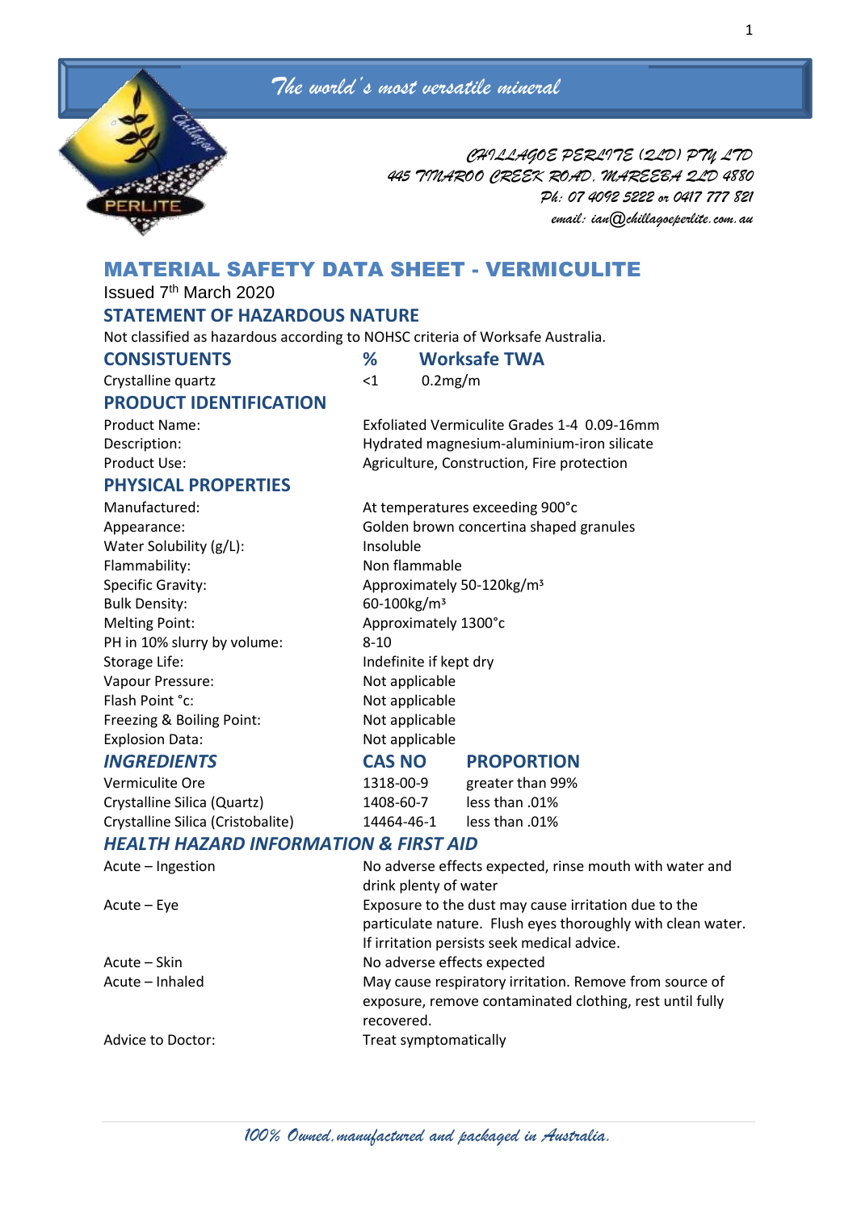*The world's most versatile mineral*

*CHILLAGOE PERLITE (QLD) PTY LTD*
*445 TINAROO CREEK ROAD, MAREEBA QLD 4880*
*Ph: 07 4092 5222 or 0417 777 821*
*email: ian@chillagoeperlite.com.au*

# MATERIAL SAFETY DATA SHEET - VERMICULITE

Issued 7th March 2020

## STATEMENT OF HAZARDOUS NATURE

Not classified as hazardous according to NOHSC criteria of Worksafe Australia.

| CONSISTUENTS | % | Worksafe TWA |
|---|---|---|
| Crystalline quartz | <1 | 0.2mg/m |

## PRODUCT IDENTIFICATION

| | |
|---|---|
| Product Name: | Exfoliated Vermiculite Grades 1-4 0.09-16mm |
| Description: | Hydrated magnesium-aluminium-iron silicate |
| Product Use: | Agriculture, Construction, Fire protection |

## PHYSICAL PROPERTIES

| | |
|---|---|
| Manufactured: | At temperatures exceeding 900°c |
| Appearance: | Golden brown concertina shaped granules |
| Water Solubility (g/L): | Insoluble |
| Flammability: | Non flammable |
| Specific Gravity: | Approximately 50-120kg/m³ |
| Bulk Density: | 60-100kg/m³ |
| Melting Point: | Approximately 1300°c |
| PH in 10% slurry by volume: | 8-10 |
| Storage Life: | Indefinite if kept dry |
| Vapour Pressure: | Not applicable |
| Flash Point °c: | Not applicable |
| Freezing & Boiling Point: | Not applicable |
| Explosion Data: | Not applicable |

| *INGREDIENTS* | CAS NO | PROPORTION |
|---|---|---|
| Vermiculite Ore | 1318-00-9 | greater than 99% |
| Crystalline Silica (Quartz) | 1408-60-7 | less than .01% |
| Crystalline Silica (Cristobalite) | 14464-46-1 | less than .01% |

## *HEALTH HAZARD INFORMATION & FIRST AID*

| | |
|---|---|
| Acute – Ingestion | No adverse effects expected, rinse mouth with water and drink plenty of water |
| Acute – Eye | Exposure to the dust may cause irritation due to the particulate nature. Flush eyes thoroughly with clean water. If irritation persists seek medical advice. |
| Acute – Skin | No adverse effects expected |
| Acute – Inhaled | May cause respiratory irritation. Remove from source of exposure, remove contaminated clothing, rest until fully recovered. |
| Advice to Doctor: | Treat symptomatically |

*100% Owned, manufactured and packaged in Australia.*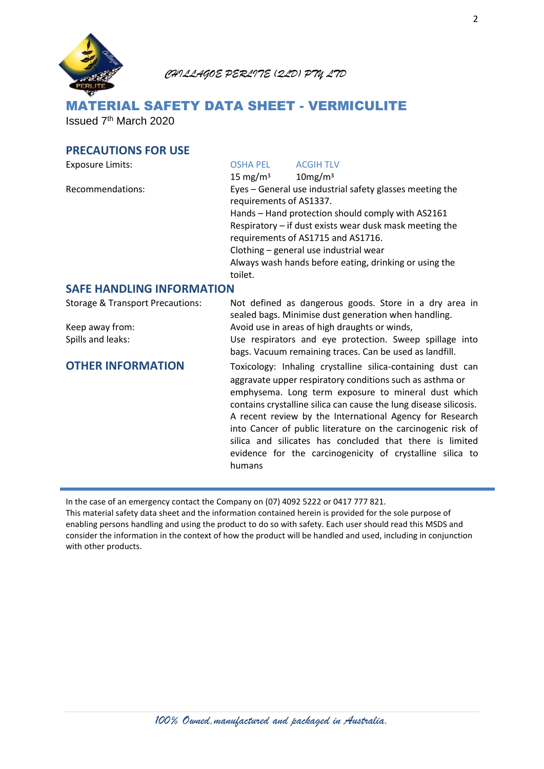*CHILLAGOE PERLITE (QLD) PTY LTD*

# MATERIAL SAFETY DATA SHEET - VERMICULITE

Issued 7th March 2020

## PRECAUTIONS FOR USE

| | | |
|---|---|---|
| Exposure Limits: | OSHA PEL | ACGIH TLV |
| | 15 mg/m³ | 10mg/m³ |

Recommendations:

Eyes – General use industrial safety glasses meeting the requirements of AS1337.
Hands – Hand protection should comply with AS2161
Respiratory – if dust exists wear dusk mask meeting the requirements of AS1715 and AS1716.
Clothing – general use industrial wear
Always wash hands before eating, drinking or using the toilet.

## SAFE HANDLING INFORMATION

Storage & Transport Precautions: Not defined as dangerous goods. Store in a dry area in sealed bags. Minimise dust generation when handling.

Keep away from: Avoid use in areas of high draughts or winds,

Spills and leaks: Use respirators and eye protection. Sweep spillage into bags. Vacuum remaining traces. Can be used as landfill.

## OTHER INFORMATION

Toxicology: Inhaling crystalline silica-containing dust can aggravate upper respiratory conditions such as asthma or emphysema. Long term exposure to mineral dust which contains crystalline silica can cause the lung disease silicosis. A recent review by the International Agency for Research into Cancer of public literature on the carcinogenic risk of silica and silicates has concluded that there is limited evidence for the carcinogenicity of crystalline silica to humans

---

In the case of an emergency contact the Company on (07) 4092 5222 or 0417 777 821.
This material safety data sheet and the information contained herein is provided for the sole purpose of enabling persons handling and using the product to do so with safety. Each user should read this MSDS and consider the information in the context of how the product will be handled and used, including in conjunction with other products.

*100% Owned, manufactured and packaged in Australia.*